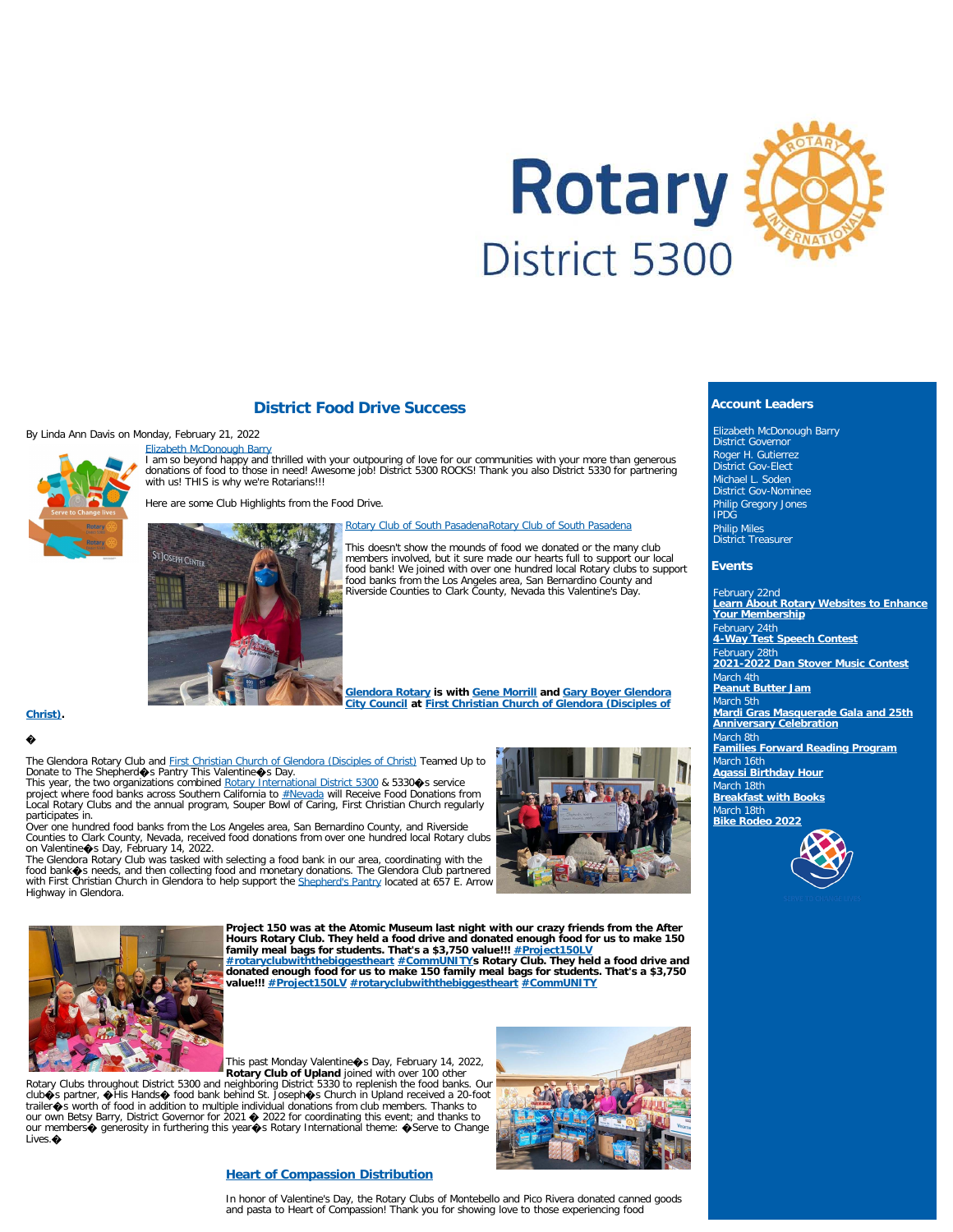# District Food Drive Success

By Linda Ann Davis on Monday, February 21, 2022

Elizabeth McDonough Barry
I am so beyond happy and thrilled with your outpouring of love for our communities with your more than generous donations of food to those in need! Awesome job! District 5300 ROCKS! Thank you also District 5330 for partnering with us! THIS is why we're Rotarians!!!

Here are some Club Highlights from the Food Drive.

Rotary Club of South PasadenaRotary Club of South Pasadena

This doesn't show the mounds of food we donated or the many club members involved, but it sure made our hearts full to support our local food bank! We joined with over one hundred local Rotary clubs to support food banks from the Los Angeles area, San Bernardino County and Riverside Counties to Clark County, Nevada this Valentine's Day.

**Glendora Rotary is with Gene Morrill and Gary Boyer Glendora City Council at First Christian Church of Glendora (Disciples of Christ).**

�

The Glendora Rotary Club and First Christian Church of Glendora (Disciples of Christ) Teamed Up to Donate to The Shepherd�s Pantry This Valentine�s Day.
This year, the two organizations combined Rotary International District 5300 & 5330�s service project where food banks across Southern California to #Nevada will Receive Food Donations from Local Rotary Clubs and the annual program, Souper Bowl of Caring, First Christian Church regularly participates in.
Over one hundred food banks from the Los Angeles area, San Bernardino County, and Riverside Counties to Clark County, Nevada, received food donations from over one hundred local Rotary clubs on Valentine�s Day, February 14, 2022.
The Glendora Rotary Club was tasked with selecting a food bank in our area, coordinating with the food bank�s needs, and then collecting food and monetary donations. The Glendora Club partnered with First Christian Church in Glendora to help support the Shepherd's Pantry located at 657 E. Arrow Highway in Glendora.

**Project 150 was at the Atomic Museum last night with our crazy friends from the After Hours Rotary Club. They held a food drive and donated enough food for us to make 150 family meal bags for students. That's a $3,750 value!!! #Project150LV #rotaryclubwiththebiggestheart #CommUNITYs Rotary Club. They held a food drive and donated enough food for us to make 150 family meal bags for students. That's a $3,750 value!!! #Project150LV #rotaryclubwiththebiggestheart #CommUNITY**

This past Monday Valentine�s Day, February 14, 2022, **Rotary Club of Upland** joined with over 100 other Rotary Clubs throughout District 5300 and neighboring District 5330 to replenish the food banks. Our club�s partner, �His Hands� food bank behind St. Joseph�s Church in Upland received a 20-foot trailer�s worth of food in addition to multiple individual donations from club members. Thanks to our own Betsy Barry, District Governor for 2021 � 2022 for coordinating this event; and thanks to our members� generosity in furthering this year�s Rotary International theme: �Serve to Change Lives.�

## Heart of Compassion Distribution

In honor of Valentine's Day, the Rotary Clubs of Montebello and Pico Rivera donated canned goods and pasta to Heart of Compassion! Thank you for showing love to those experiencing food

## Account Leaders

Elizabeth McDonough Barry
District Governor
Roger H. Gutierrez
District Gov-Elect
Michael L. Soden
District Gov-Nominee
Philip Gregory Jones
IPDG
Philip Miles
District Treasurer

## Events

February 22nd
**Learn About Rotary Websites to Enhance Your Membership**
February 24th
**4-Way Test Speech Contest**
February 28th
**2021-2022 Dan Stover Music Contest**
March 4th
**Peanut Butter Jam**
March 5th
**Mardi Gras Masquerade Gala and 25th Anniversary Celebration**
March 8th
**Families Forward Reading Program**
March 16th
**Agassi Birthday Hour**
March 18th
**Breakfast with Books**
March 18th
**Bike Rodeo 2022**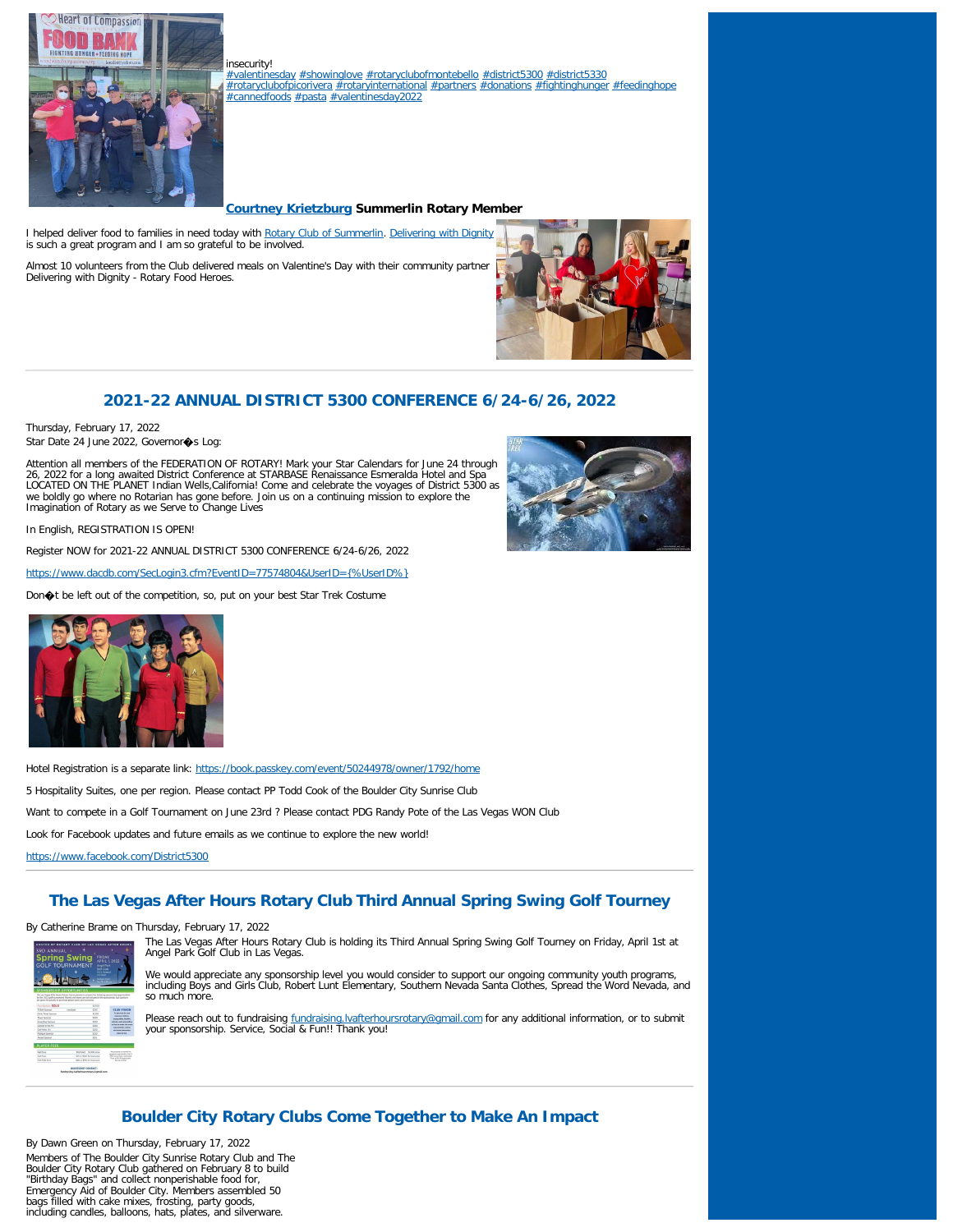insecurity!
#valentinesday #showinglove #rotaryclubofmontebello #district5300 #district5330 #rotaryclubofpicorivera #rotaryinternational #partners #donations #fightinghunger #feedinghope #cannedfoods #pasta #valentinesday2022

**Courtney Krietzburg Summerlin Rotary Member**

I helped deliver food to families in need today with Rotary Club of Summerlin. Delivering with Dignity is such a great program and I am so grateful to be involved.

Almost 10 volunteers from the Club delivered meals on Valentine's Day with their community partner Delivering with Dignity - Rotary Food Heroes.

## 2021-22 ANNUAL DISTRICT 5300 CONFERENCE 6/24-6/26, 2022

Thursday, February 17, 2022
Star Date 24 June 2022, Governor�s Log:

Attention all members of the FEDERATION OF ROTARY! Mark your Star Calendars for June 24 through 26, 2022 for a long awaited District Conference at STARBASE Renaissance Esmeralda Hotel and Spa LOCATED ON THE PLANET Indian Wells,California! Come and celebrate the voyages of District 5300 as we boldly go where no Rotarian has gone before. Join us on a continuing mission to explore the Imagination of Rotary as we Serve to Change Lives

In English, REGISTRATION IS OPEN!

Register NOW for 2021-22 ANNUAL DISTRICT 5300 CONFERENCE 6/24-6/26, 2022

https://www.dacdb.com/SecLogin3.cfm?EventID=77574804&UserID={%UserID%}

Don�t be left out of the competition, so, put on your best Star Trek Costume

Hotel Registration is a separate link: https://book.passkey.com/event/50244978/owner/1792/home

5 Hospitality Suites, one per region. Please contact PP Todd Cook of the Boulder City Sunrise Club

Want to compete in a Golf Tournament on June 23rd ? Please contact PDG Randy Pote of the Las Vegas WON Club

Look for Facebook updates and future emails as we continue to explore the new world!

https://www.facebook.com/District5300

## The Las Vegas After Hours Rotary Club Third Annual Spring Swing Golf Tourney

By Catherine Brame on Thursday, February 17, 2022

The Las Vegas After Hours Rotary Club is holding its Third Annual Spring Swing Golf Tourney on Friday, April 1st at Angel Park Golf Club in Las Vegas.

We would appreciate any sponsorship level you would consider to support our ongoing community youth programs, including Boys and Girls Club, Robert Lunt Elementary, Southern Nevada Santa Clothes, Spread the Word Nevada, and so much more.

Please reach out to fundraising fundraising.lvafterhoursrotary@gmail.com for any additional information, or to submit your sponsorship. Service, Social & Fun!! Thank you!

## Boulder City Rotary Clubs Come Together to Make An Impact

By Dawn Green on Thursday, February 17, 2022

Members of The Boulder City Sunrise Rotary Club and The Boulder City Rotary Club gathered on February 8 to build "Birthday Bags" and collect nonperishable food for, Emergency Aid of Boulder City. Members assembled 50 bags filled with cake mixes, frosting, party goods, including candles, balloons, hats, plates, and silverware.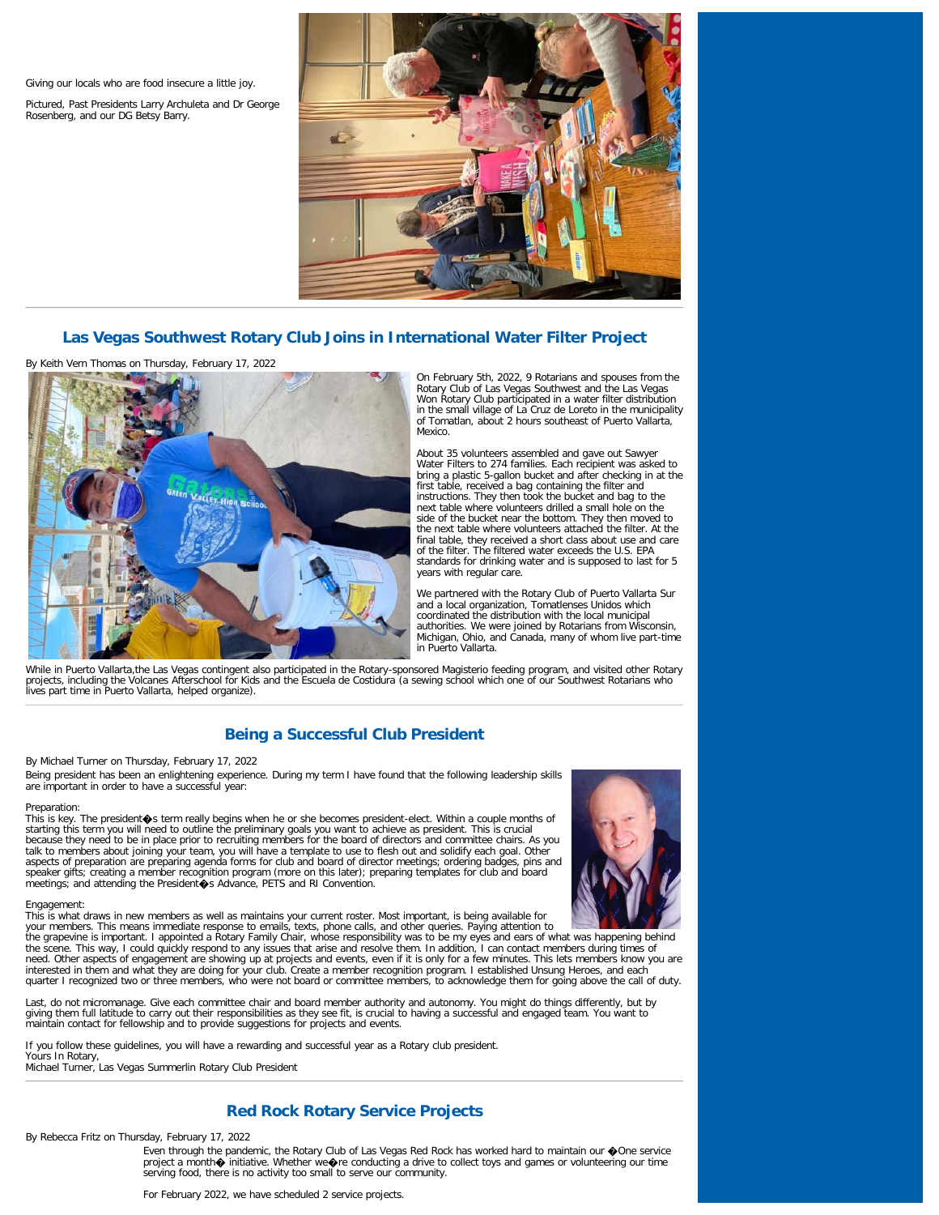Giving our locals who are food insecure a little joy.

Pictured, Past Presidents Larry Archuleta and Dr George Rosenberg, and our DG Betsy Barry.

## Las Vegas Southwest Rotary Club Joins in International Water Filter Project

By Keith Vern Thomas on Thursday, February 17, 2022

On February 5th, 2022, 9 Rotarians and spouses from the Rotary Club of Las Vegas Southwest and the Las Vegas Won Rotary Club participated in a water filter distribution in the small village of La Cruz de Loreto in the municipality of Tomatlan, about 2 hours southeast of Puerto Vallarta, Mexico.

About 35 volunteers assembled and gave out Sawyer Water Filters to 274 families. Each recipient was asked to bring a plastic 5-gallon bucket and after checking in at the first table, received a bag containing the filter and instructions. They then took the bucket and bag to the next table where volunteers drilled a small hole on the side of the bucket near the bottom. They then moved to the next table where volunteers attached the filter. At the final table, they received a short class about use and care of the filter. The filtered water exceeds the U.S. EPA standards for drinking water and is supposed to last for 5 years with regular care.

We partnered with the Rotary Club of Puerto Vallarta Sur and a local organization, Tomatlenses Unidos which coordinated the distribution with the local municipal authorities. We were joined by Rotarians from Wisconsin, Michigan, Ohio, and Canada, many of whom live part-time in Puerto Vallarta.

While in Puerto Vallarta,the Las Vegas contingent also participated in the Rotary-sponsored Magisterio feeding program, and visited other Rotary projects, including the Volcanes Afterschool for Kids and the Escuela de Costidura (a sewing school which one of our Southwest Rotarians who lives part time in Puerto Vallarta, helped organize).

## Being a Successful Club President

By Michael Turner on Thursday, February 17, 2022

Being president has been an enlightening experience. During my term I have found that the following leadership skills are important in order to have a successful year:

Preparation:
This is key. The president�s term really begins when he or she becomes president-elect. Within a couple months of starting this term you will need to outline the preliminary goals you want to achieve as president. This is crucial because they need to be in place prior to recruiting members for the board of directors and committee chairs. As you talk to members about joining your team, you will have a template to use to flesh out and solidify each goal. Other aspects of preparation are preparing agenda forms for club and board of director meetings; ordering badges, pins and speaker gifts; creating a member recognition program (more on this later); preparing templates for club and board meetings; and attending the President�s Advance, PETS and RI Convention.

Engagement:
This is what draws in new members as well as maintains your current roster. Most important, is being available for your members. This means immediate response to emails, texts, phone calls, and other queries. Paying attention to the grapevine is important. I appointed a Rotary Family Chair, whose responsibility was to be my eyes and ears of what was happening behind the scene. This way, I could quickly respond to any issues that arise and resolve them. In addition, I can contact members during times of need. Other aspects of engagement are showing up at projects and events, even if it is only for a few minutes. This lets members know you are interested in them and what they are doing for your club. Create a member recognition program. I established Unsung Heroes, and each quarter I recognized two or three members, who were not board or committee members, to acknowledge them for going above the call of duty.

Last, do not micromanage. Give each committee chair and board member authority and autonomy. You might do things differently, but by giving them full latitude to carry out their responsibilities as they see fit, is crucial to having a successful and engaged team. You want to maintain contact for fellowship and to provide suggestions for projects and events.

If you follow these guidelines, you will have a rewarding and successful year as a Rotary club president.
Yours In Rotary,
Michael Turner, Las Vegas Summerlin Rotary Club President

## Red Rock Rotary Service Projects

By Rebecca Fritz on Thursday, February 17, 2022

Even through the pandemic, the Rotary Club of Las Vegas Red Rock has worked hard to maintain our �One service project a month� initiative. Whether we�re conducting a drive to collect toys and games or volunteering our time serving food, there is no activity too small to serve our community.

For February 2022, we have scheduled 2 service projects.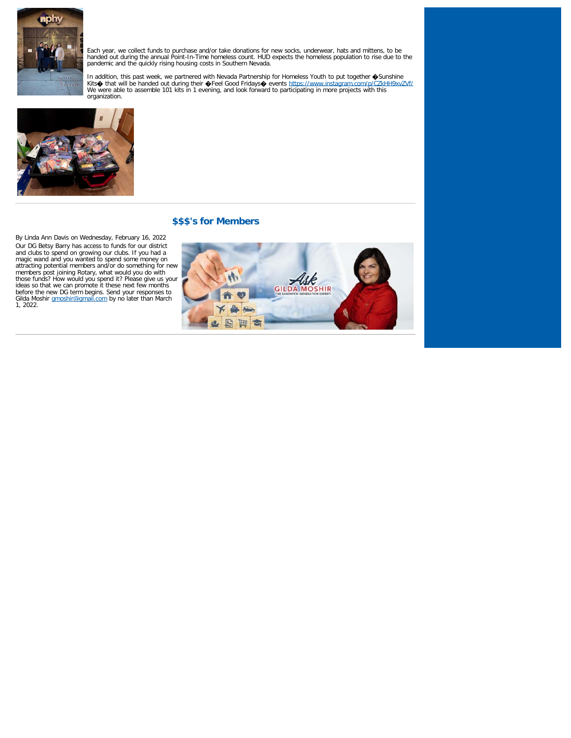Each year, we collect funds to purchase and/or take donations for new socks, underwear, hats and mittens, to be handed out during the annual Point-In-Time homeless count. HUD expects the homeless population to rise due to the pandemic and the quickly rising housing costs in Southern Nevada.

In addition, this past week, we partnered with Nevada Partnership for Homeless Youth to put together �Sunshine Kits� that will be handed out during their �Feel Good Fridays� events https://www.instagram.com/p/CZkHH9xvZVf/ We were able to assemble 101 kits in 1 evening, and look forward to participating in more projects with this organization.

---

## $$$'s for Members

By Linda Ann Davis on Wednesday, February 16, 2022

Our DG Betsy Barry has access to funds for our district and clubs to spend on growing our clubs. If you had a magic wand and you wanted to spend some money on attracting potential members and/or do something for new members post joining Rotary, what would you do with those funds? How would you spend it? Please give us your ideas so that we can promote it these next few months before the new DG term begins. Send your responses to Gilda Moshir gmoshir@gmail.com by no later than March 1, 2022.

---